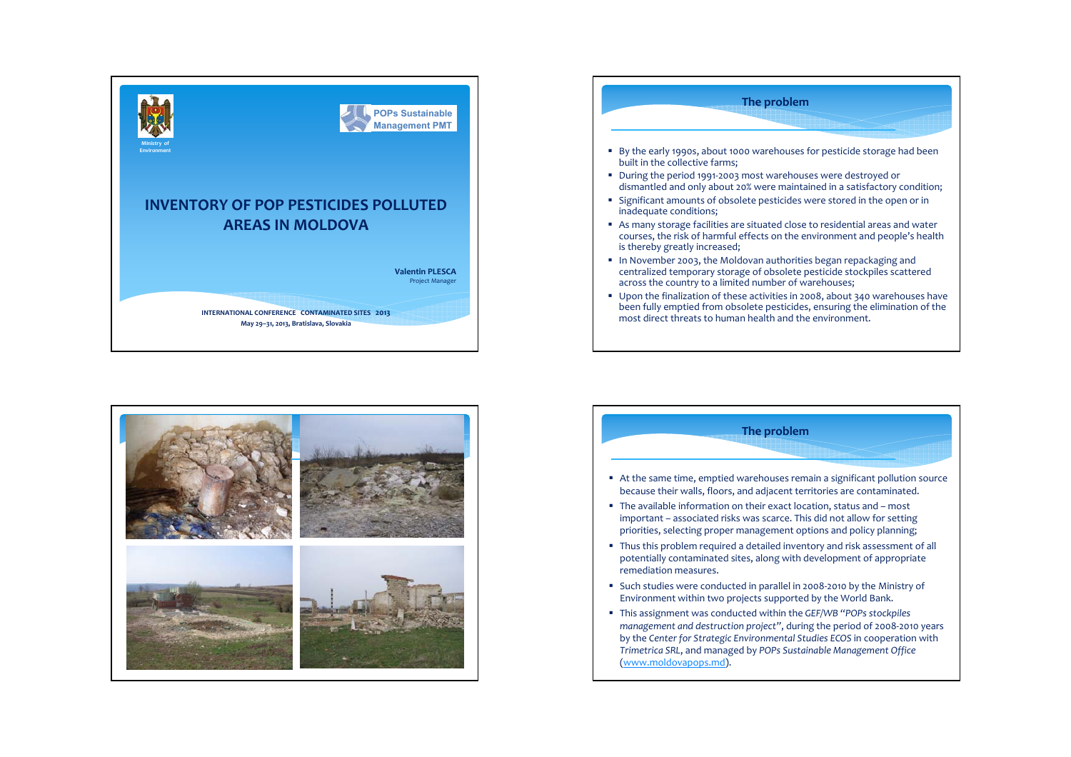Ministry of Environment

POPs Sustainable Management PMT

# INVENTORY OF POP PESTICIDES POLLUTED AREAS IN MOLDOVA

**Valentin PLESCA**
Project Manager

**INTERNATIONAL CONFERENCE CONTAMINATED SITES 2013**
**May 29–31, 2013, Bratislava, Slovakia**

## The problem

- By the early 1990s, about 1000 warehouses for pesticide storage had been built in the collective farms;
- During the period 1991-2003 most warehouses were destroyed or dismantled and only about 20% were maintained in a satisfactory condition;
- Significant amounts of obsolete pesticides were stored in the open or in inadequate conditions;
- As many storage facilities are situated close to residential areas and water courses, the risk of harmful effects on the environment and people's health is thereby greatly increased;
- In November 2003, the Moldovan authorities began repackaging and centralized temporary storage of obsolete pesticide stockpiles scattered across the country to a limited number of warehouses;
- Upon the finalization of these activities in 2008, about 340 warehouses have been fully emptied from obsolete pesticides, ensuring the elimination of the most direct threats to human health and the environment.

## The problem

- At the same time, emptied warehouses remain a significant pollution source because their walls, floors, and adjacent territories are contaminated.
- The available information on their exact location, status and – most important – associated risks was scarce. This did not allow for setting priorities, selecting proper management options and policy planning;
- Thus this problem required a detailed inventory and risk assessment of all potentially contaminated sites, along with development of appropriate remediation measures.
- Such studies were conducted in parallel in 2008-2010 by the Ministry of Environment within two projects supported by the World Bank.
- This assignment was conducted within the *GEF/WB "POPs stockpiles management and destruction project"*, during the period of 2008-2010 years by the *Center for Strategic Environmental Studies ECOS* in cooperation with *Trimetrica SRL*, and managed by *POPs Sustainable Management Office* (www.moldovapops.md).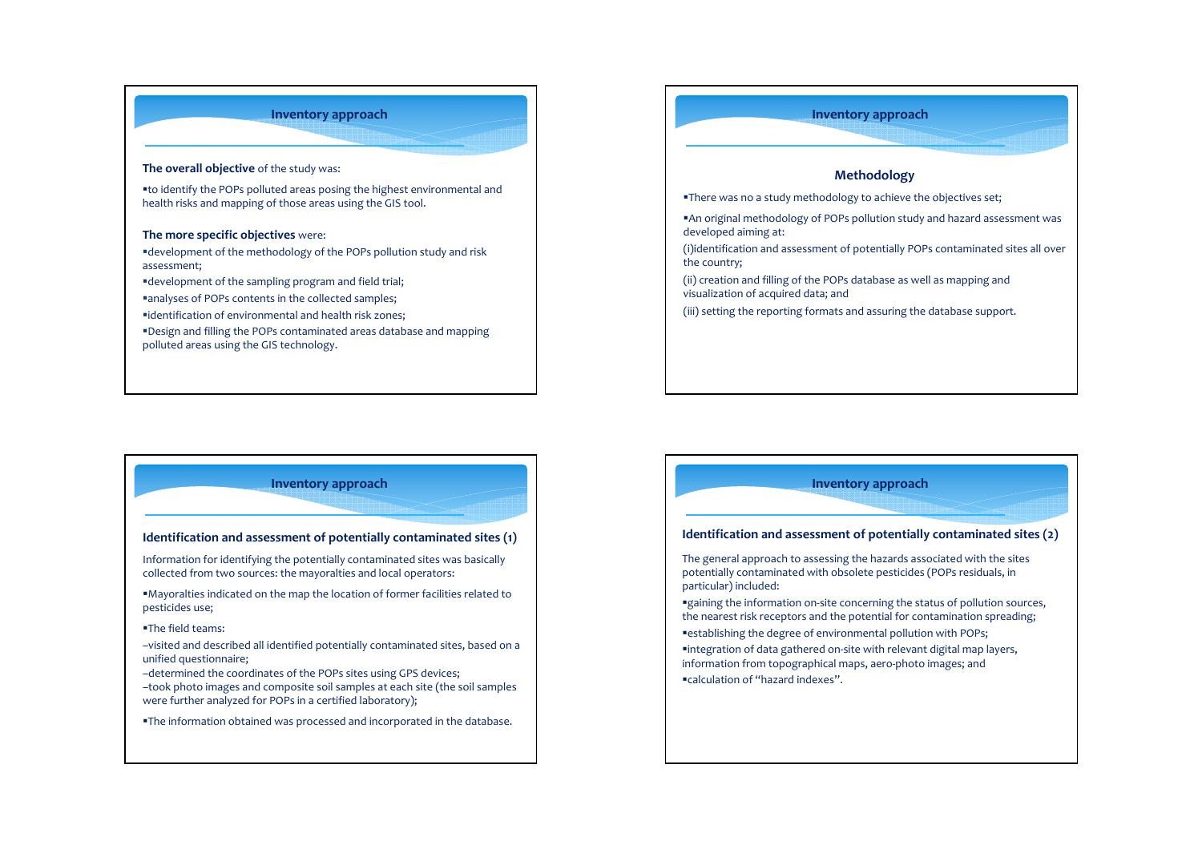## Inventory approach

**The overall objective** of the study was:

- to identify the POPs polluted areas posing the highest environmental and health risks and mapping of those areas using the GIS tool.

**The more specific objectives** were:

- development of the methodology of the POPs pollution study and risk assessment;
- development of the sampling program and field trial;
- analyses of POPs contents in the collected samples;
- identification of environmental and health risk zones;
- Design and filling the POPs contaminated areas database and mapping polluted areas using the GIS technology.

## Inventory approach

### Methodology

- There was no a study methodology to achieve the objectives set;
- An original methodology of POPs pollution study and hazard assessment was developed aiming at:

(i)identification and assessment of potentially POPs contaminated sites all over the country;

(ii) creation and filling of the POPs database as well as mapping and visualization of acquired data; and

(iii) setting the reporting formats and assuring the database support.

## Inventory approach

### Identification and assessment of potentially contaminated sites (1)

Information for identifying the potentially contaminated sites was basically collected from two sources: the mayoralties and local operators:

- Mayoralties indicated on the map the location of former facilities related to pesticides use;
- The field teams:

–visited and described all identified potentially contaminated sites, based on a unified questionnaire;

–determined the coordinates of the POPs sites using GPS devices;

–took photo images and composite soil samples at each site (the soil samples were further analyzed for POPs in a certified laboratory);

- The information obtained was processed and incorporated in the database.

## Inventory approach

### Identification and assessment of potentially contaminated sites (2)

The general approach to assessing the hazards associated with the sites potentially contaminated with obsolete pesticides (POPs residuals, in particular) included:

- gaining the information on-site concerning the status of pollution sources, the nearest risk receptors and the potential for contamination spreading;
- establishing the degree of environmental pollution with POPs;
- integration of data gathered on-site with relevant digital map layers, information from topographical maps, aero-photo images; and
- calculation of "hazard indexes".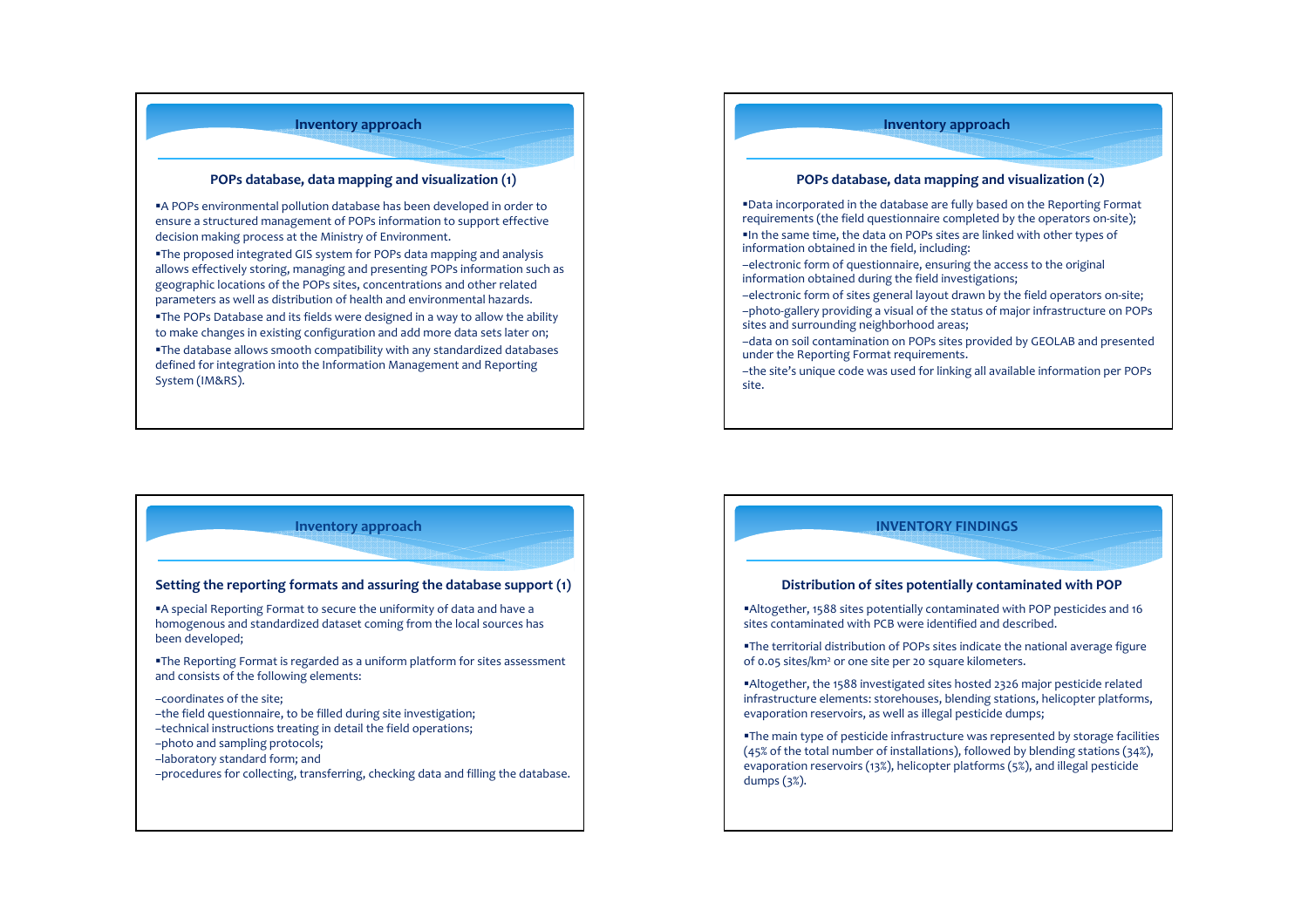## Inventory approach

### POPs database, data mapping and visualization (1)

- A POPs environmental pollution database has been developed in order to ensure a structured management of POPs information to support effective decision making process at the Ministry of Environment.
- The proposed integrated GIS system for POPs data mapping and analysis allows effectively storing, managing and presenting POPs information such as geographic locations of the POPs sites, concentrations and other related parameters as well as distribution of health and environmental hazards.
- The POPs Database and its fields were designed in a way to allow the ability to make changes in existing configuration and add more data sets later on;
- The database allows smooth compatibility with any standardized databases defined for integration into the Information Management and Reporting System (IM&RS).

## Inventory approach

### POPs database, data mapping and visualization (2)

- Data incorporated in the database are fully based on the Reporting Format requirements (the field questionnaire completed by the operators on-site);
- In the same time, the data on POPs sites are linked with other types of information obtained in the field, including:

–electronic form of questionnaire, ensuring the access to the original information obtained during the field investigations;

–electronic form of sites general layout drawn by the field operators on-site;

–photo-gallery providing a visual of the status of major infrastructure on POPs sites and surrounding neighborhood areas;

–data on soil contamination on POPs sites provided by GEOLAB and presented under the Reporting Format requirements.

–the site's unique code was used for linking all available information per POPs site.

## Inventory approach

### Setting the reporting formats and assuring the database support (1)

- A special Reporting Format to secure the uniformity of data and have a homogenous and standardized dataset coming from the local sources has been developed;
- The Reporting Format is regarded as a uniform platform for sites assessment and consists of the following elements:

–coordinates of the site;
–the field questionnaire, to be filled during site investigation;
–technical instructions treating in detail the field operations;
–photo and sampling protocols;
–laboratory standard form; and
–procedures for collecting, transferring, checking data and filling the database.

## INVENTORY FINDINGS

### Distribution of sites potentially contaminated with POP

- Altogether, 1588 sites potentially contaminated with POP pesticides and 16 sites contaminated with PCB were identified and described.
- The territorial distribution of POPs sites indicate the national average figure of 0.05 sites/km$^2$ or one site per 20 square kilometers.
- Altogether, the 1588 investigated sites hosted 2326 major pesticide related infrastructure elements: storehouses, blending stations, helicopter platforms, evaporation reservoirs, as well as illegal pesticide dumps;
- The main type of pesticide infrastructure was represented by storage facilities (45% of the total number of installations), followed by blending stations (34%), evaporation reservoirs (13%), helicopter platforms (5%), and illegal pesticide dumps (3%).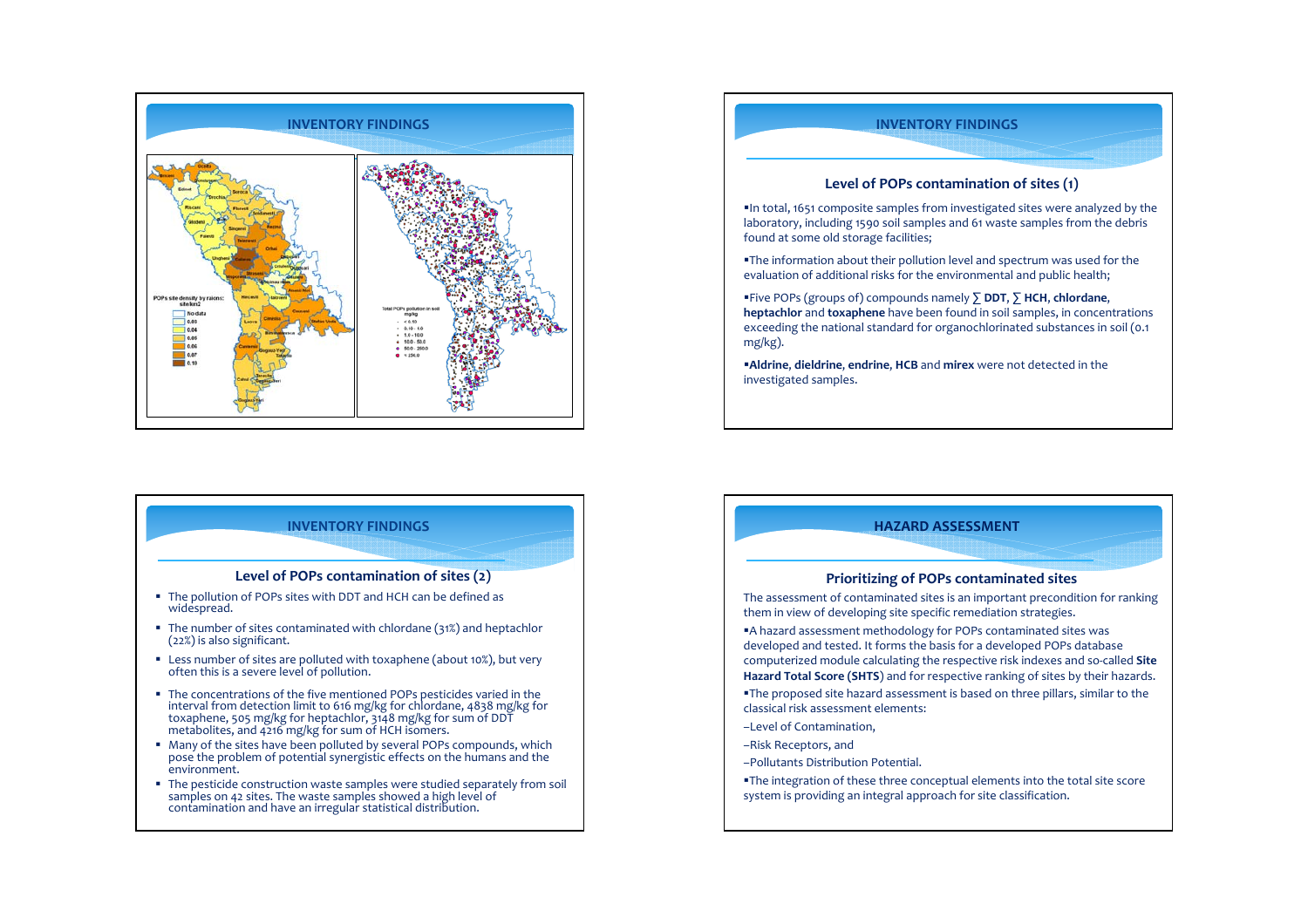## INVENTORY FINDINGS

POPs site density by raions: site/km2

- No data
- 0.03
- 0.04
- 0.05
- 0.06
- 0.07
- 0.10

Total POPs pollution in soil mg/kg

- < 0.10
- 0.10 - 1.0
- 1.0 - 10.0
- 10.0 - 50.0
- 50.0 - 250.0
- > 250.0

## INVENTORY FINDINGS

### Level of POPs contamination of sites (1)

- In total, 1651 composite samples from investigated sites were analyzed by the laboratory, including 1590 soil samples and 61 waste samples from the debris found at some old storage facilities;
- The information about their pollution level and spectrum was used for the evaluation of additional risks for the environmental and public health;
- Five POPs (groups of) compounds namely ∑ **DDT**, ∑ **HCH**, **chlordane**, **heptachlor** and **toxaphene** have been found in soil samples, in concentrations exceeding the national standard for organochlorinated substances in soil (0.1 mg/kg).
- **Aldrine**, **dieldrine**, **endrine**, **HCB** and **mirex** were not detected in the investigated samples.

## INVENTORY FINDINGS

### Level of POPs contamination of sites (2)

- The pollution of POPs sites with DDT and HCH can be defined as widespread.
- The number of sites contaminated with chlordane (31%) and heptachlor (22%) is also significant.
- Less number of sites are polluted with toxaphene (about 10%), but very often this is a severe level of pollution.
- The concentrations of the five mentioned POPs pesticides varied in the interval from detection limit to 616 mg/kg for chlordane, 4838 mg/kg for toxaphene, 505 mg/kg for heptachlor, 3148 mg/kg for sum of DDT metabolites, and 4216 mg/kg for sum of HCH isomers.
- Many of the sites have been polluted by several POPs compounds, which pose the problem of potential synergistic effects on the humans and the environment.
- The pesticide construction waste samples were studied separately from soil samples on 42 sites. The waste samples showed a high level of contamination and have an irregular statistical distribution.

## HAZARD ASSESSMENT

### Prioritizing of POPs contaminated sites

The assessment of contaminated sites is an important precondition for ranking them in view of developing site specific remediation strategies.

- A hazard assessment methodology for POPs contaminated sites was developed and tested. It forms the basis for a developed POPs database computerized module calculating the respective risk indexes and so-called **Site Hazard Total Score (SHTS)** and for respective ranking of sites by their hazards.
- The proposed site hazard assessment is based on three pillars, similar to the classical risk assessment elements:

–Level of Contamination,

–Risk Receptors, and

–Pollutants Distribution Potential.

- The integration of these three conceptual elements into the total site score system is providing an integral approach for site classification.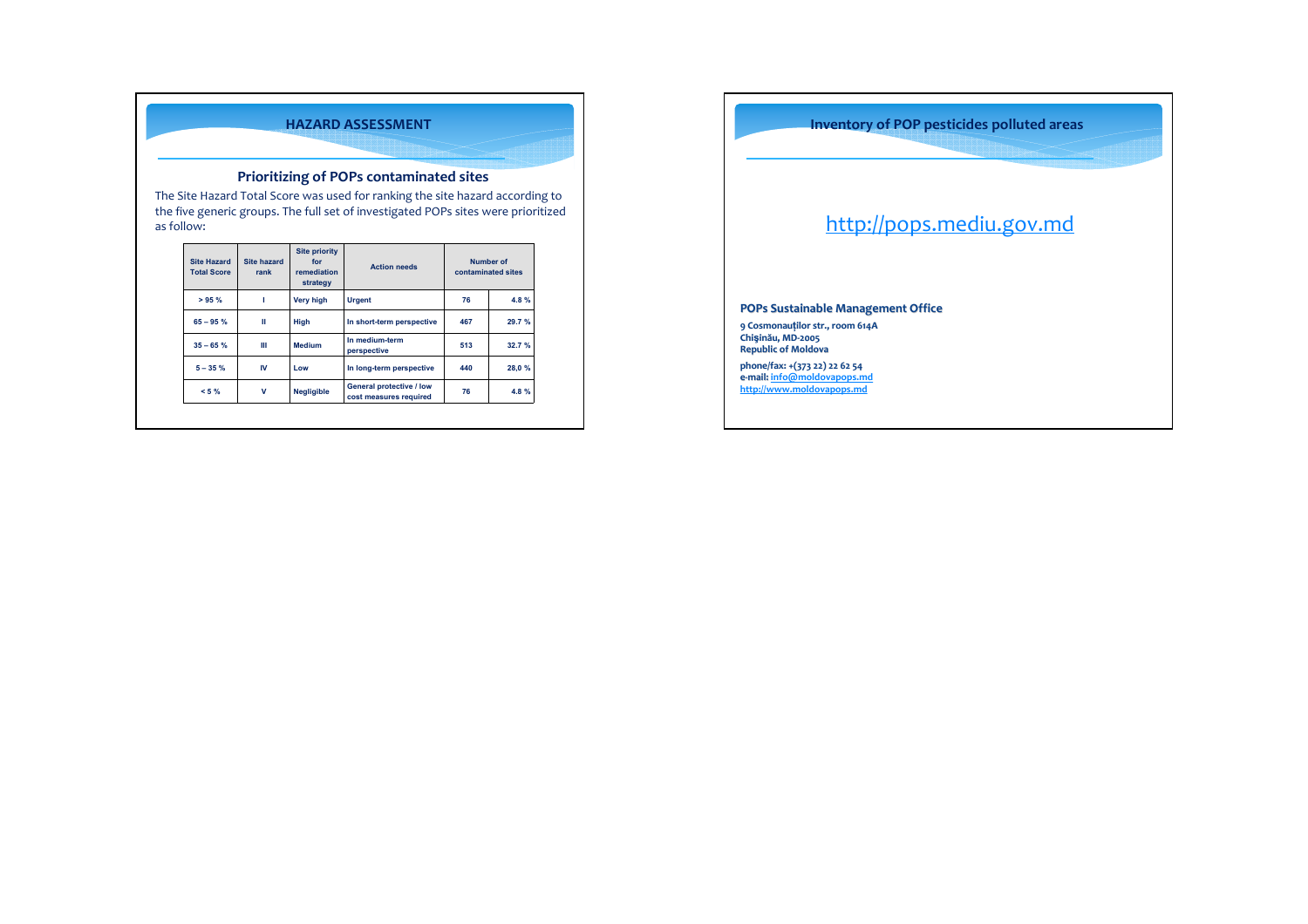## HAZARD ASSESSMENT

### Prioritizing of POPs contaminated sites

The Site Hazard Total Score was used for ranking the site hazard according to the five generic groups. The full set of investigated POPs sites were prioritized as follow:

| Site Hazard Total Score | Site hazard rank | Site priority for remediation strategy | Action needs | Number of contaminated sites | |
|---|---|---|---|---|---|
| > 95 % | I | Very high | Urgent | 76 | 4.8 % |
| 65 – 95 % | II | High | In short-term perspective | 467 | 29.7 % |
| 35 – 65 % | III | Medium | In medium-term perspective | 513 | 32.7 % |
| 5 – 35 % | IV | Low | In long-term perspective | 440 | 28,0 % |
| < 5 % | V | Negligible | General protective / low cost measures required | 76 | 4.8 % |

## Inventory of POP pesticides polluted areas

http://pops.mediu.gov.md

**POPs Sustainable Management Office**

**9 Cosmonauţilor str., room 614A**
**Chişinău, MD-2005**
**Republic of Moldova**

**phone/fax: +(373 22) 22 62 54**
**e-mail: info@moldovapops.md**
**http://www.moldovapops.md**